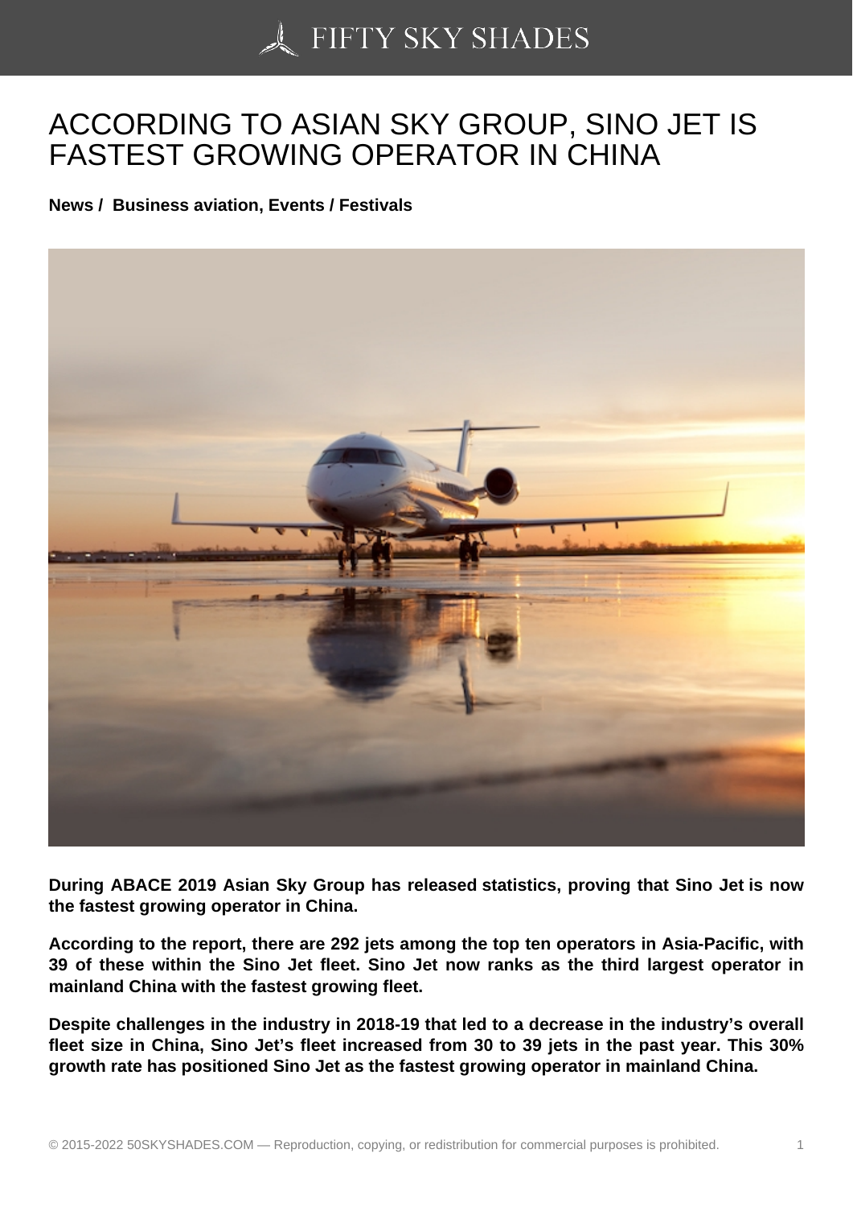# ACCORDING TO ASIAN SKY GROUP, SINO JET IS FASTEST GROWING OPERATOR IN CHINA

**News / Business aviation, Events / Festivals**

**During ABACE 2019 Asian Sky Group has released statistics, proving that Sino Jet is now the fastest growing operator in China.**

**According to the report, there are 292 jets among the top ten operators in Asia-Pacific, with 39 of these within the Sino Jet fleet. Sino Jet now ranks as the third largest operator in mainland China with the fastest growing fleet.**

**Despite challenges in the industry in 2018-19 that led to a decrease in the industry's overall fleet size in China, Sino Jet's fleet increased from 30 to 39 jets in the past year. This 30% growth rate has positioned Sino Jet as the fastest growing operator in mainland China.**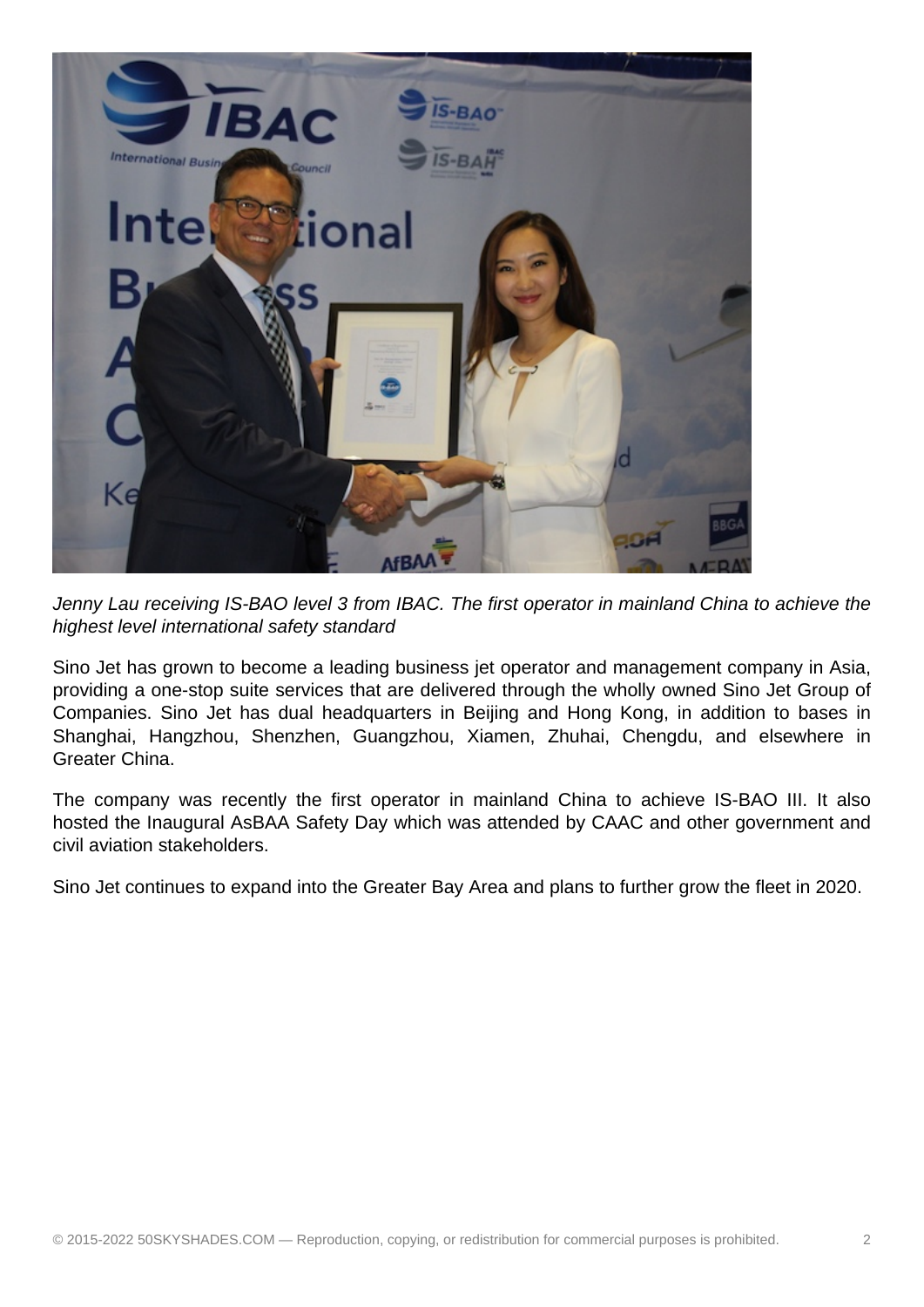*Jenny Lau receiving IS-BAO level 3 from IBAC. The first operator in mainland China to achieve the highest level international safety standard*

Sino Jet has grown to become a leading business jet operator and management company in Asia, providing a one-stop suite services that are delivered through the wholly owned Sino Jet Group of Companies. Sino Jet has dual headquarters in Beijing and Hong Kong, in addition to bases in Shanghai, Hangzhou, Shenzhen, Guangzhou, Xiamen, Zhuhai, Chengdu, and elsewhere in Greater China.

The company was recently the first operator in mainland China to achieve IS-BAO III. It also hosted the Inaugural AsBAA Safety Day which was attended by CAAC and other government and civil aviation stakeholders.

Sino Jet continues to expand into the Greater Bay Area and plans to further grow the fleet in 2020.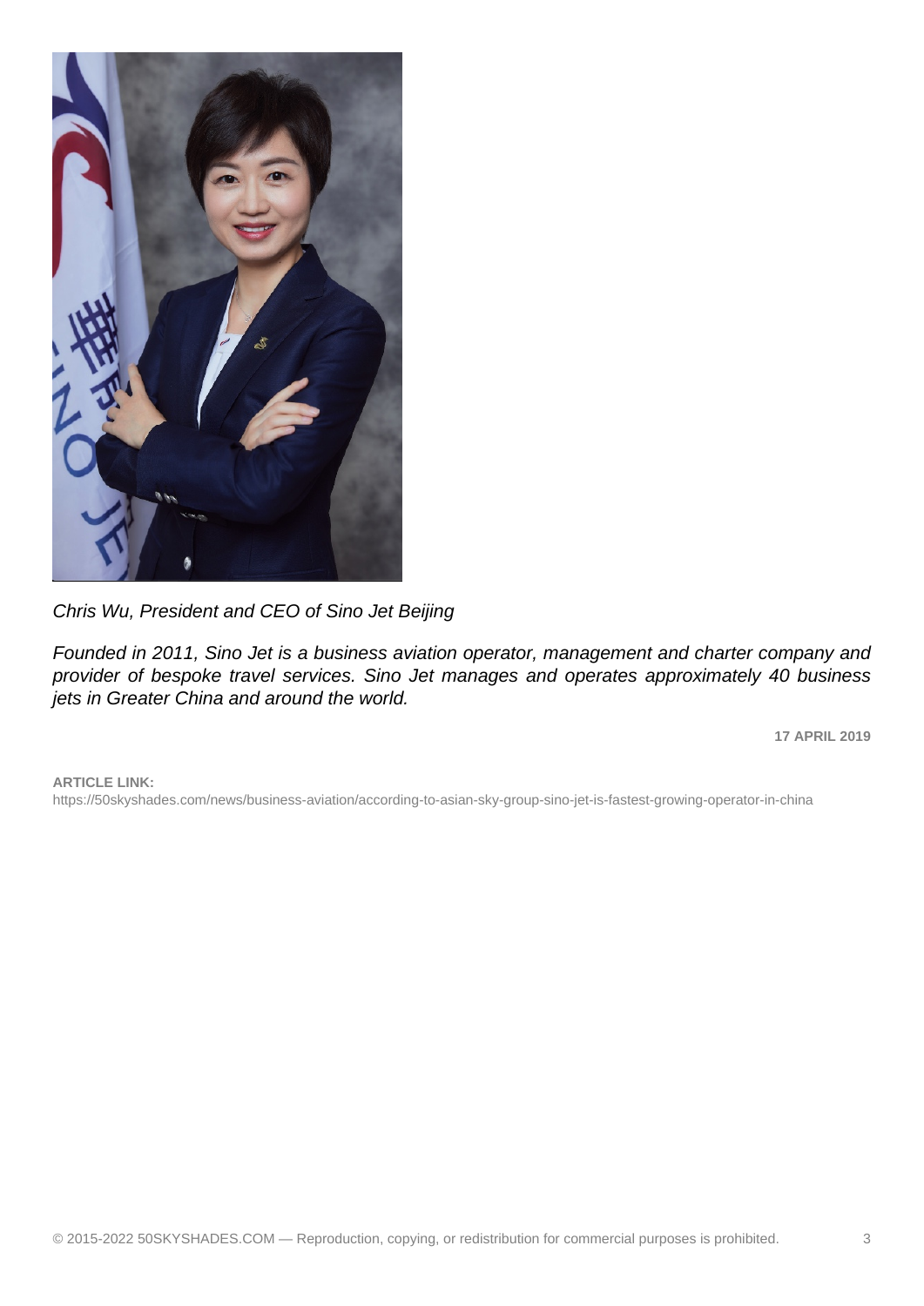*Chris Wu, President and CEO of Sino Jet Beijing*

*Founded in 2011, Sino Jet is a business aviation operator, management and charter company and provider of bespoke travel services. Sino Jet manages and operates approximately 40 business jets in Greater China and around the world.*

**17 APRIL 2019**

**ARTICLE LINK:**
https://50skyshades.com/news/business-aviation/according-to-asian-sky-group-sino-jet-is-fastest-growing-operator-in-china